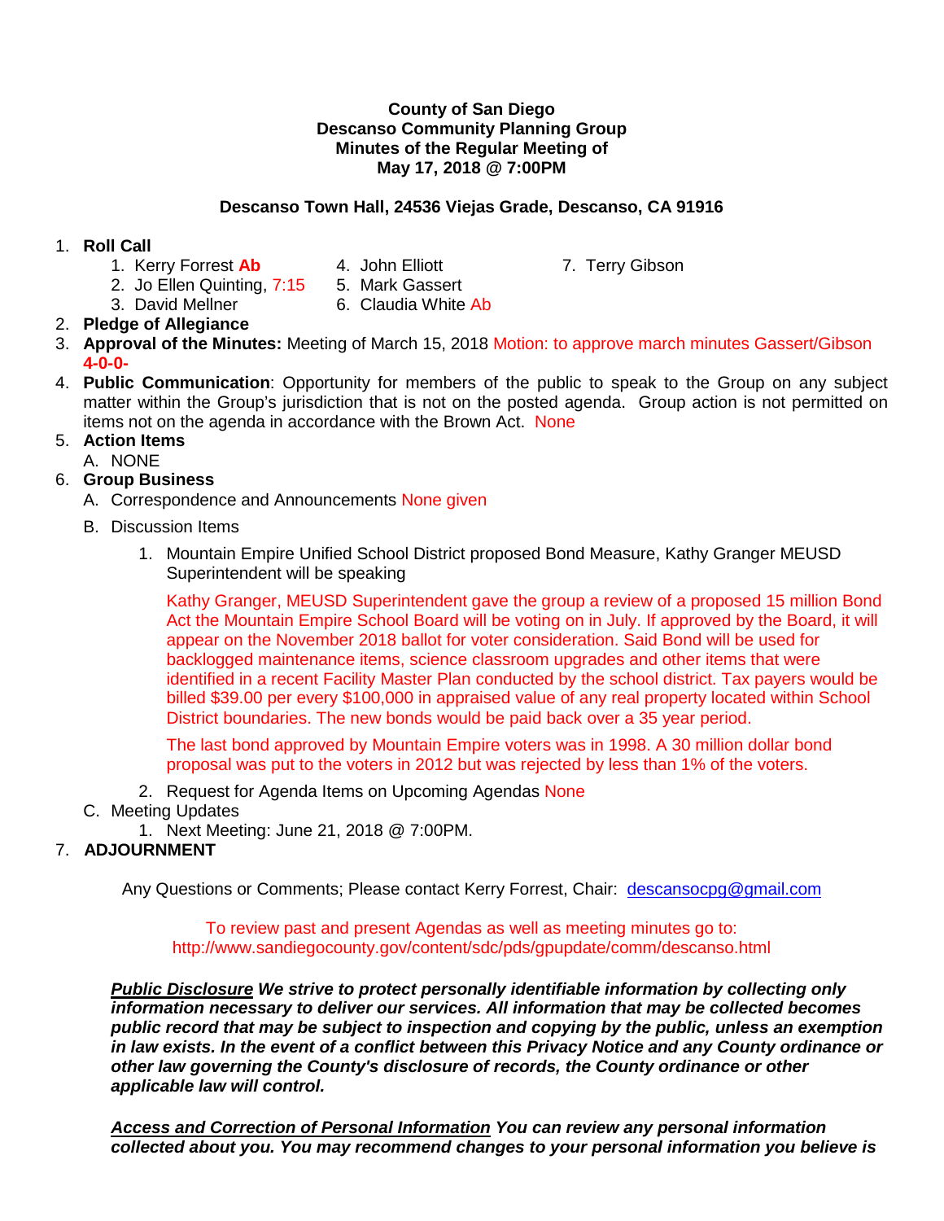**County of San Diego**
**Descanso Community Planning Group**
**Minutes of the Regular Meeting of**
**May 17, 2018 @ 7:00PM**

**Descanso Town Hall, 24536 Viejas Grade, Descanso, CA 91916**

1. **Roll Call**
   1. Kerry Forrest **Ab**
   2. Jo Ellen Quinting, 7:15
   3. David Mellner
   4. John Elliott
   5. Mark Gassert
   6. Claudia White Ab
   7. Terry Gibson
2. **Pledge of Allegiance**
3. **Approval of the Minutes:** Meeting of March 15, 2018 Motion: to approve march minutes Gassert/Gibson **4-0-0-**
4. **Public Communication**: Opportunity for members of the public to speak to the Group on any subject matter within the Group's jurisdiction that is not on the posted agenda. Group action is not permitted on items not on the agenda in accordance with the Brown Act. None
5. **Action Items**
   A. NONE
6. **Group Business**
   A. Correspondence and Announcements None given
   B. Discussion Items
      1. Mountain Empire Unified School District proposed Bond Measure, Kathy Granger MEUSD Superintendent will be speaking

         Kathy Granger, MEUSD Superintendent gave the group a review of a proposed 15 million Bond Act the Mountain Empire School Board will be voting on in July. If approved by the Board, it will appear on the November 2018 ballot for voter consideration. Said Bond will be used for backlogged maintenance items, science classroom upgrades and other items that were identified in a recent Facility Master Plan conducted by the school district. Tax payers would be billed $39.00 per every $100,000 in appraised value of any real property located within School District boundaries. The new bonds would be paid back over a 35 year period.

         The last bond approved by Mountain Empire voters was in 1998. A 30 million dollar bond proposal was put to the voters in 2012 but was rejected by less than 1% of the voters.
      2. Request for Agenda Items on Upcoming Agendas None
   C. Meeting Updates
      1. Next Meeting: June 21, 2018 @ 7:00PM.
7. **ADJOURNMENT**

Any Questions or Comments; Please contact Kerry Forrest, Chair: descansocpg@gmail.com

To review past and present Agendas as well as meeting minutes go to:
http://www.sandiegocounty.gov/content/sdc/pds/gpupdate/comm/descanso.html

***Public Disclosure** We strive to protect personally identifiable information by collecting only information necessary to deliver our services. All information that may be collected becomes public record that may be subject to inspection and copying by the public, unless an exemption in law exists. In the event of a conflict between this Privacy Notice and any County ordinance or other law governing the County's disclosure of records, the County ordinance or other applicable law will control.*

***Access and Correction of Personal Information** You can review any personal information collected about you. You may recommend changes to your personal information you believe is*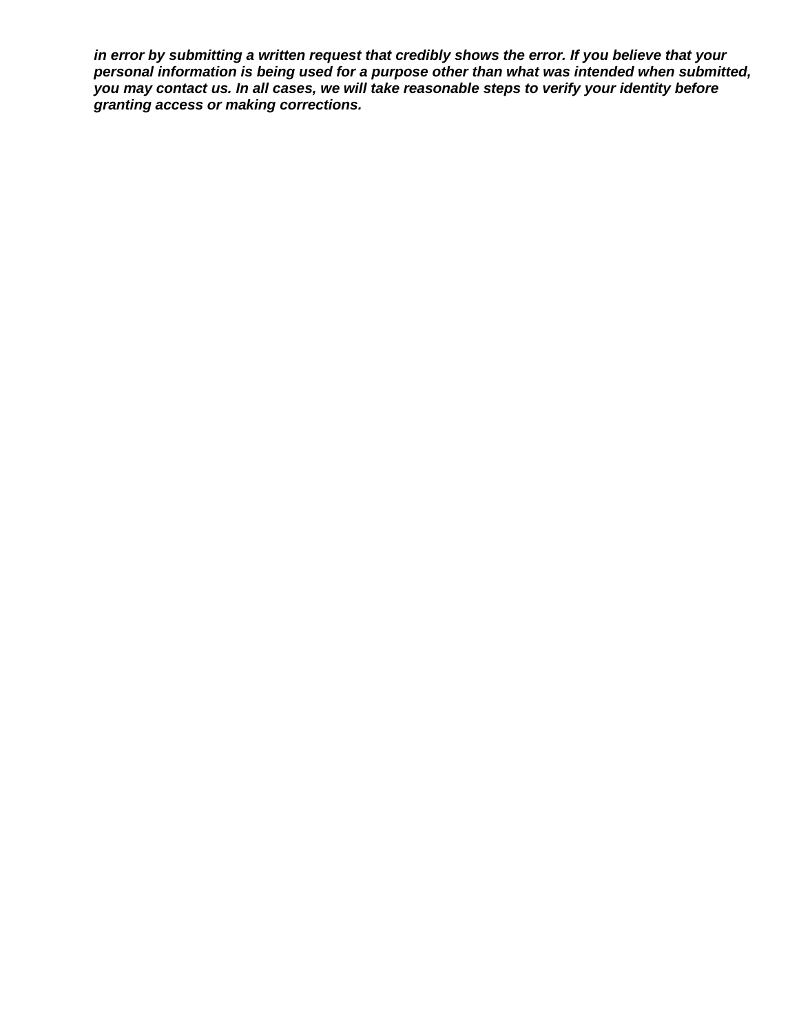***in error by submitting a written request that credibly shows the error. If you believe that your personal information is being used for a purpose other than what was intended when submitted, you may contact us. In all cases, we will take reasonable steps to verify your identity before granting access or making corrections.***